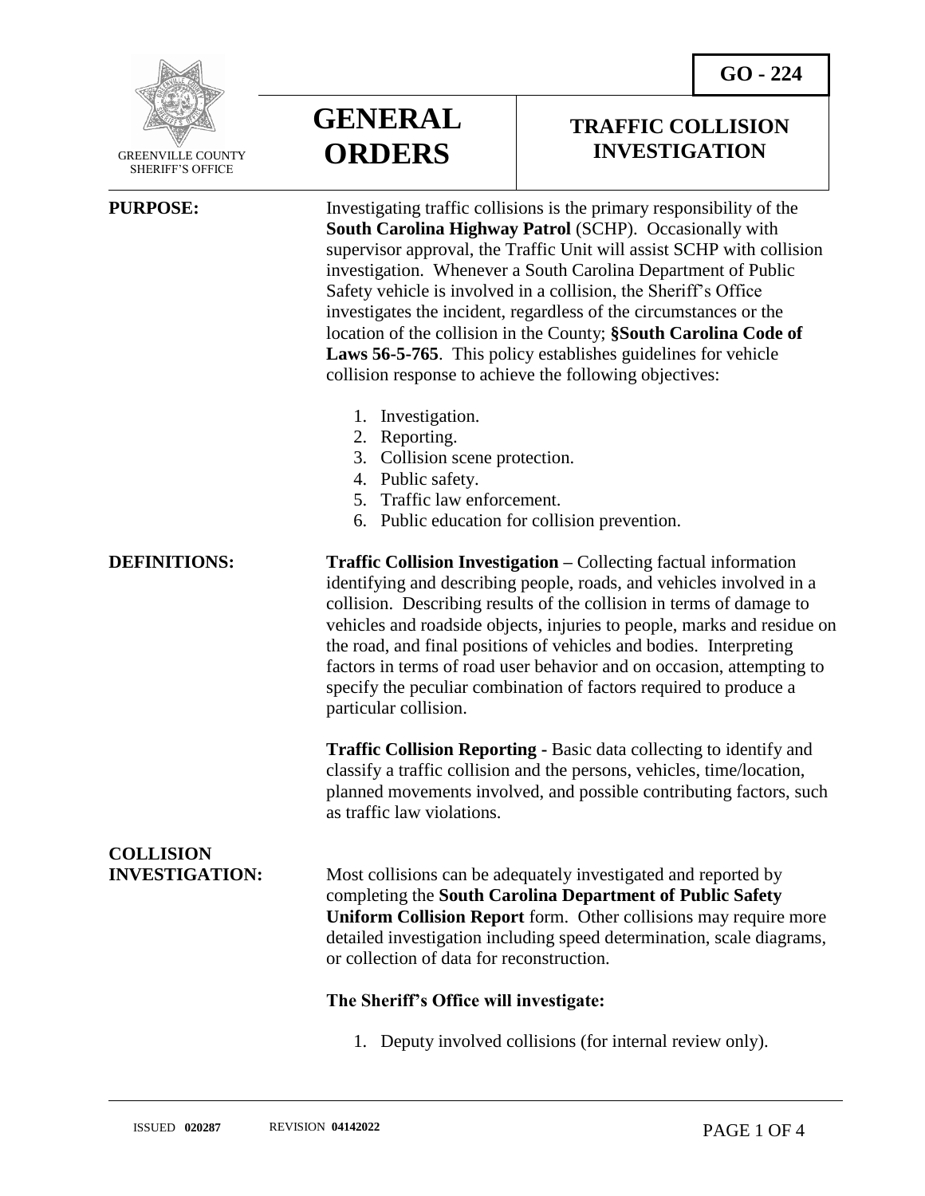GO - 224

GREENVILLE COUNTY SHERIFF'S OFFICE

# GENERAL ORDERS

## TRAFFIC COLLISION INVESTIGATION

**PURPOSE:**

Investigating traffic collisions is the primary responsibility of the **South Carolina Highway Patrol** (SCHP). Occasionally with supervisor approval, the Traffic Unit will assist SCHP with collision investigation. Whenever a South Carolina Department of Public Safety vehicle is involved in a collision, the Sheriff's Office investigates the incident, regardless of the circumstances or the location of the collision in the County; **§South Carolina Code of Laws 56-5-765**. This policy establishes guidelines for vehicle collision response to achieve the following objectives:

1. Investigation.
2. Reporting.
3. Collision scene protection.
4. Public safety.
5. Traffic law enforcement.
6. Public education for collision prevention.

**DEFINITIONS:**

**Traffic Collision Investigation –** Collecting factual information identifying and describing people, roads, and vehicles involved in a collision. Describing results of the collision in terms of damage to vehicles and roadside objects, injuries to people, marks and residue on the road, and final positions of vehicles and bodies. Interpreting factors in terms of road user behavior and on occasion, attempting to specify the peculiar combination of factors required to produce a particular collision.

**Traffic Collision Reporting -** Basic data collecting to identify and classify a traffic collision and the persons, vehicles, time/location, planned movements involved, and possible contributing factors, such as traffic law violations.

**COLLISION INVESTIGATION:**

Most collisions can be adequately investigated and reported by completing the **South Carolina Department of Public Safety Uniform Collision Report** form. Other collisions may require more detailed investigation including speed determination, scale diagrams, or collection of data for reconstruction.

**The Sheriff's Office will investigate:**

1. Deputy involved collisions (for internal review only).

ISSUED **020287** REVISION **04142022**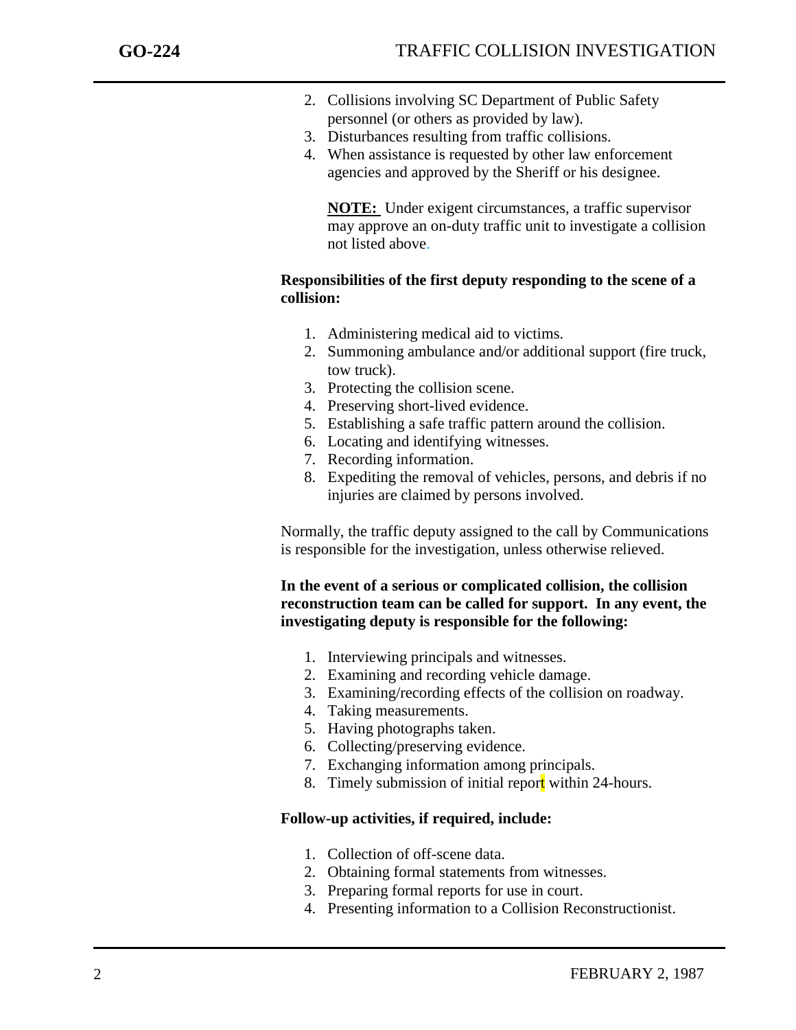2. Collisions involving SC Department of Public Safety personnel (or others as provided by law).
3. Disturbances resulting from traffic collisions.
4. When assistance is requested by other law enforcement agencies and approved by the Sheriff or his designee.

**NOTE:** Under exigent circumstances, a traffic supervisor may approve an on-duty traffic unit to investigate a collision not listed above.

**Responsibilities of the first deputy responding to the scene of a collision:**

1. Administering medical aid to victims.
2. Summoning ambulance and/or additional support (fire truck, tow truck).
3. Protecting the collision scene.
4. Preserving short-lived evidence.
5. Establishing a safe traffic pattern around the collision.
6. Locating and identifying witnesses.
7. Recording information.
8. Expediting the removal of vehicles, persons, and debris if no injuries are claimed by persons involved.

Normally, the traffic deputy assigned to the call by Communications is responsible for the investigation, unless otherwise relieved.

**In the event of a serious or complicated collision, the collision reconstruction team can be called for support. In any event, the investigating deputy is responsible for the following:**

1. Interviewing principals and witnesses.
2. Examining and recording vehicle damage.
3. Examining/recording effects of the collision on roadway.
4. Taking measurements.
5. Having photographs taken.
6. Collecting/preserving evidence.
7. Exchanging information among principals.
8. Timely submission of initial report within 24-hours.

**Follow-up activities, if required, include:**

1. Collection of off-scene data.
2. Obtaining formal statements from witnesses.
3. Preparing formal reports for use in court.
4. Presenting information to a Collision Reconstructionist.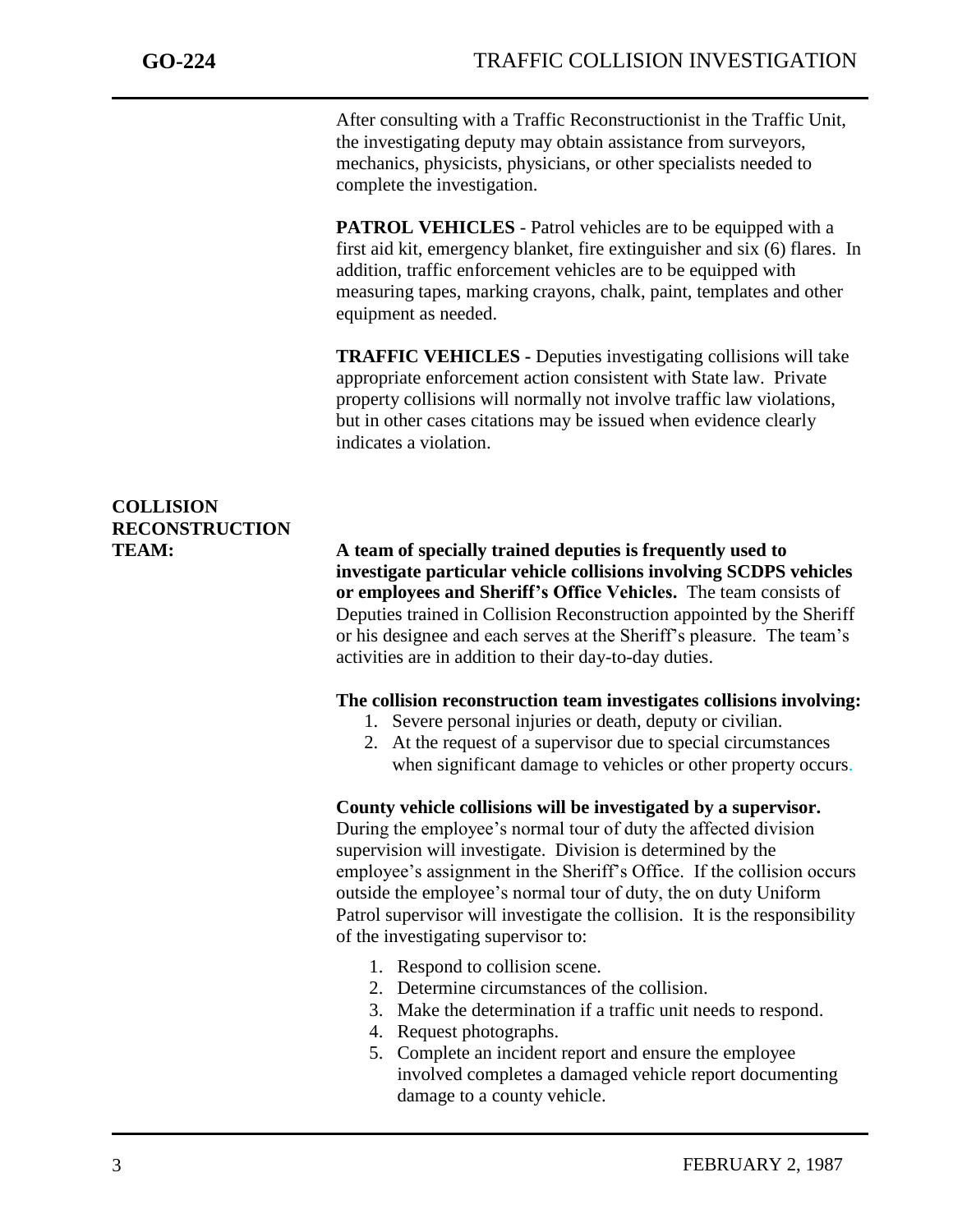After consulting with a Traffic Reconstructionist in the Traffic Unit, the investigating deputy may obtain assistance from surveyors, mechanics, physicists, physicians, or other specialists needed to complete the investigation.

**PATROL VEHICLES** - Patrol vehicles are to be equipped with a first aid kit, emergency blanket, fire extinguisher and six (6) flares. In addition, traffic enforcement vehicles are to be equipped with measuring tapes, marking crayons, chalk, paint, templates and other equipment as needed.

**TRAFFIC VEHICLES** - Deputies investigating collisions will take appropriate enforcement action consistent with State law. Private property collisions will normally not involve traffic law violations, but in other cases citations may be issued when evidence clearly indicates a violation.

## COLLISION RECONSTRUCTION TEAM:

**A team of specially trained deputies is frequently used to investigate particular vehicle collisions involving SCDPS vehicles or employees and Sheriff's Office Vehicles.** The team consists of Deputies trained in Collision Reconstruction appointed by the Sheriff or his designee and each serves at the Sheriff's pleasure. The team's activities are in addition to their day-to-day duties.

**The collision reconstruction team investigates collisions involving:**

1. Severe personal injuries or death, deputy or civilian.
2. At the request of a supervisor due to special circumstances when significant damage to vehicles or other property occurs.

**County vehicle collisions will be investigated by a supervisor.** During the employee's normal tour of duty the affected division supervision will investigate. Division is determined by the employee's assignment in the Sheriff's Office. If the collision occurs outside the employee's normal tour of duty, the on duty Uniform Patrol supervisor will investigate the collision. It is the responsibility of the investigating supervisor to:

1. Respond to collision scene.
2. Determine circumstances of the collision.
3. Make the determination if a traffic unit needs to respond.
4. Request photographs.
5. Complete an incident report and ensure the employee involved completes a damaged vehicle report documenting damage to a county vehicle.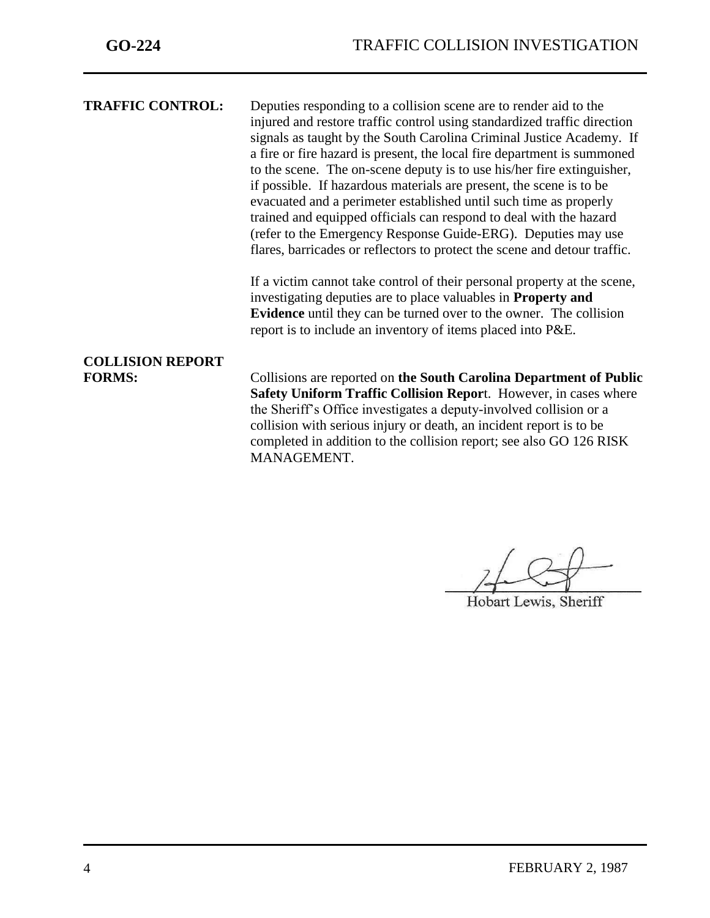**TRAFFIC CONTROL:** Deputies responding to a collision scene are to render aid to the injured and restore traffic control using standardized traffic direction signals as taught by the South Carolina Criminal Justice Academy. If a fire or fire hazard is present, the local fire department is summoned to the scene. The on-scene deputy is to use his/her fire extinguisher, if possible. If hazardous materials are present, the scene is to be evacuated and a perimeter established until such time as properly trained and equipped officials can respond to deal with the hazard (refer to the Emergency Response Guide-ERG). Deputies may use flares, barricades or reflectors to protect the scene and detour traffic.

If a victim cannot take control of their personal property at the scene, investigating deputies are to place valuables in **Property and Evidence** until they can be turned over to the owner. The collision report is to include an inventory of items placed into P&E.

**COLLISION REPORT FORMS:** Collisions are reported on **the South Carolina Department of Public Safety Uniform Traffic Collision Repor**t. However, in cases where the Sheriff's Office investigates a deputy-involved collision or a collision with serious injury or death, an incident report is to be completed in addition to the collision report; see also GO 126 RISK MANAGEMENT.

Hobart Lewis, Sheriff